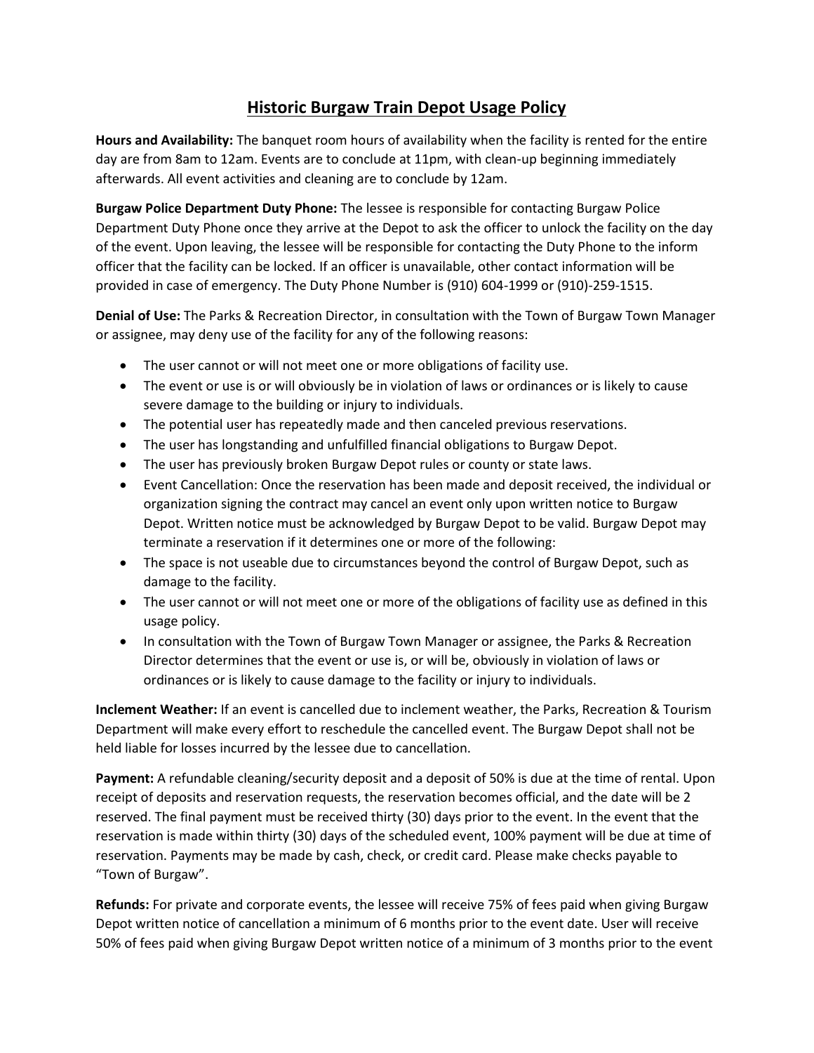# Historic Burgaw Train Depot Usage Policy

**Hours and Availability:** The banquet room hours of availability when the facility is rented for the entire day are from 8am to 12am. Events are to conclude at 11pm, with clean-up beginning immediately afterwards. All event activities and cleaning are to conclude by 12am.

**Burgaw Police Department Duty Phone:** The lessee is responsible for contacting Burgaw Police Department Duty Phone once they arrive at the Depot to ask the officer to unlock the facility on the day of the event. Upon leaving, the lessee will be responsible for contacting the Duty Phone to the inform officer that the facility can be locked. If an officer is unavailable, other contact information will be provided in case of emergency. The Duty Phone Number is (910) 604-1999 or (910)-259-1515.

**Denial of Use:** The Parks & Recreation Director, in consultation with the Town of Burgaw Town Manager or assignee, may deny use of the facility for any of the following reasons:

- The user cannot or will not meet one or more obligations of facility use.
- The event or use is or will obviously be in violation of laws or ordinances or is likely to cause severe damage to the building or injury to individuals.
- The potential user has repeatedly made and then canceled previous reservations.
- The user has longstanding and unfulfilled financial obligations to Burgaw Depot.
- The user has previously broken Burgaw Depot rules or county or state laws.
- Event Cancellation: Once the reservation has been made and deposit received, the individual or organization signing the contract may cancel an event only upon written notice to Burgaw Depot. Written notice must be acknowledged by Burgaw Depot to be valid. Burgaw Depot may terminate a reservation if it determines one or more of the following:
- The space is not useable due to circumstances beyond the control of Burgaw Depot, such as damage to the facility.
- The user cannot or will not meet one or more of the obligations of facility use as defined in this usage policy.
- In consultation with the Town of Burgaw Town Manager or assignee, the Parks & Recreation Director determines that the event or use is, or will be, obviously in violation of laws or ordinances or is likely to cause damage to the facility or injury to individuals.

**Inclement Weather:** If an event is cancelled due to inclement weather, the Parks, Recreation & Tourism Department will make every effort to reschedule the cancelled event. The Burgaw Depot shall not be held liable for losses incurred by the lessee due to cancellation.

**Payment:** A refundable cleaning/security deposit and a deposit of 50% is due at the time of rental. Upon receipt of deposits and reservation requests, the reservation becomes official, and the date will be 2 reserved. The final payment must be received thirty (30) days prior to the event. In the event that the reservation is made within thirty (30) days of the scheduled event, 100% payment will be due at time of reservation. Payments may be made by cash, check, or credit card. Please make checks payable to "Town of Burgaw".

**Refunds:** For private and corporate events, the lessee will receive 75% of fees paid when giving Burgaw Depot written notice of cancellation a minimum of 6 months prior to the event date. User will receive 50% of fees paid when giving Burgaw Depot written notice of a minimum of 3 months prior to the event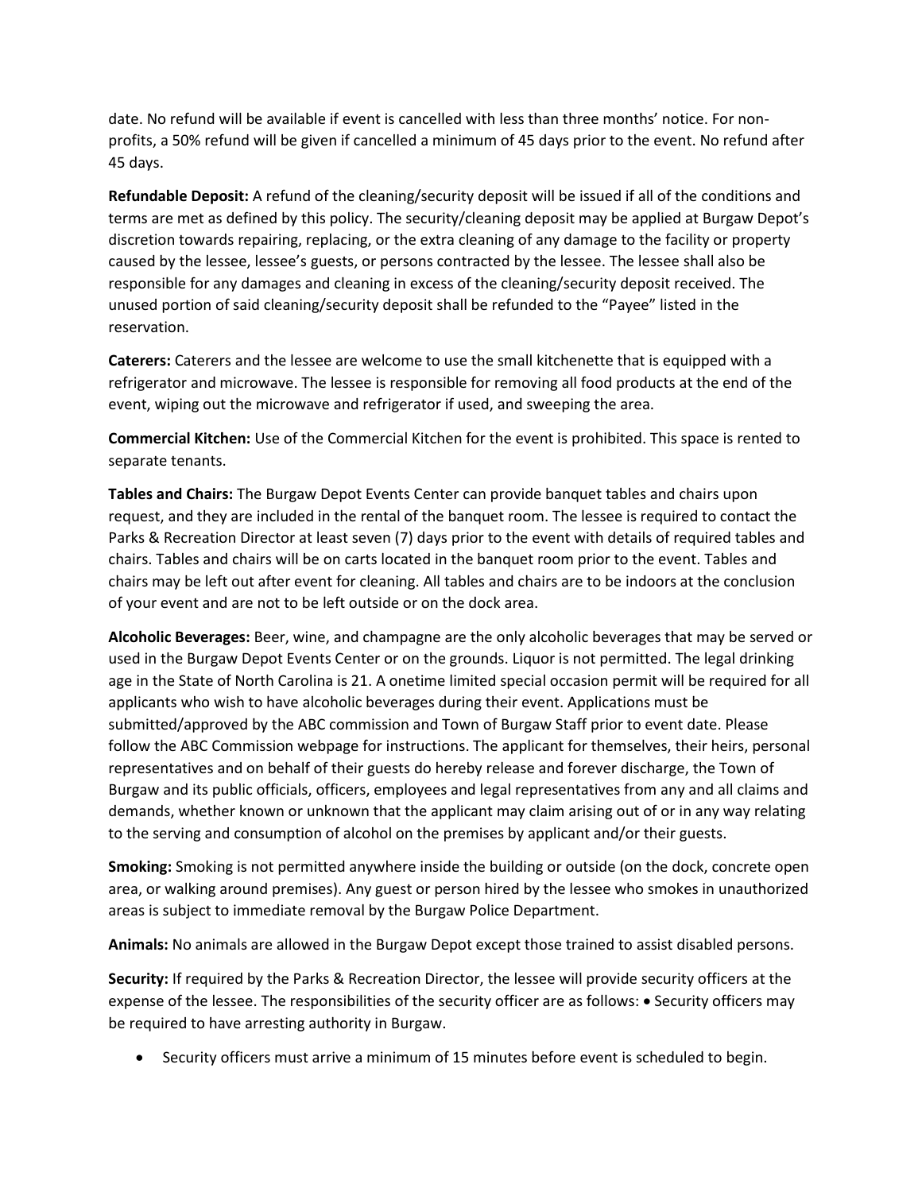date. No refund will be available if event is cancelled with less than three months' notice. For non-profits, a 50% refund will be given if cancelled a minimum of 45 days prior to the event. No refund after 45 days.

**Refundable Deposit:** A refund of the cleaning/security deposit will be issued if all of the conditions and terms are met as defined by this policy. The security/cleaning deposit may be applied at Burgaw Depot's discretion towards repairing, replacing, or the extra cleaning of any damage to the facility or property caused by the lessee, lessee's guests, or persons contracted by the lessee. The lessee shall also be responsible for any damages and cleaning in excess of the cleaning/security deposit received. The unused portion of said cleaning/security deposit shall be refunded to the "Payee" listed in the reservation.

**Caterers:** Caterers and the lessee are welcome to use the small kitchenette that is equipped with a refrigerator and microwave. The lessee is responsible for removing all food products at the end of the event, wiping out the microwave and refrigerator if used, and sweeping the area.

**Commercial Kitchen:** Use of the Commercial Kitchen for the event is prohibited. This space is rented to separate tenants.

**Tables and Chairs:** The Burgaw Depot Events Center can provide banquet tables and chairs upon request, and they are included in the rental of the banquet room. The lessee is required to contact the Parks & Recreation Director at least seven (7) days prior to the event with details of required tables and chairs. Tables and chairs will be on carts located in the banquet room prior to the event. Tables and chairs may be left out after event for cleaning. All tables and chairs are to be indoors at the conclusion of your event and are not to be left outside or on the dock area.

**Alcoholic Beverages:** Beer, wine, and champagne are the only alcoholic beverages that may be served or used in the Burgaw Depot Events Center or on the grounds. Liquor is not permitted. The legal drinking age in the State of North Carolina is 21. A onetime limited special occasion permit will be required for all applicants who wish to have alcoholic beverages during their event. Applications must be submitted/approved by the ABC commission and Town of Burgaw Staff prior to event date. Please follow the ABC Commission webpage for instructions. The applicant for themselves, their heirs, personal representatives and on behalf of their guests do hereby release and forever discharge, the Town of Burgaw and its public officials, officers, employees and legal representatives from any and all claims and demands, whether known or unknown that the applicant may claim arising out of or in any way relating to the serving and consumption of alcohol on the premises by applicant and/or their guests.

**Smoking:** Smoking is not permitted anywhere inside the building or outside (on the dock, concrete open area, or walking around premises). Any guest or person hired by the lessee who smokes in unauthorized areas is subject to immediate removal by the Burgaw Police Department.

**Animals:** No animals are allowed in the Burgaw Depot except those trained to assist disabled persons.

**Security:** If required by the Parks & Recreation Director, the lessee will provide security officers at the expense of the lessee. The responsibilities of the security officer are as follows: • Security officers may be required to have arresting authority in Burgaw.

- Security officers must arrive a minimum of 15 minutes before event is scheduled to begin.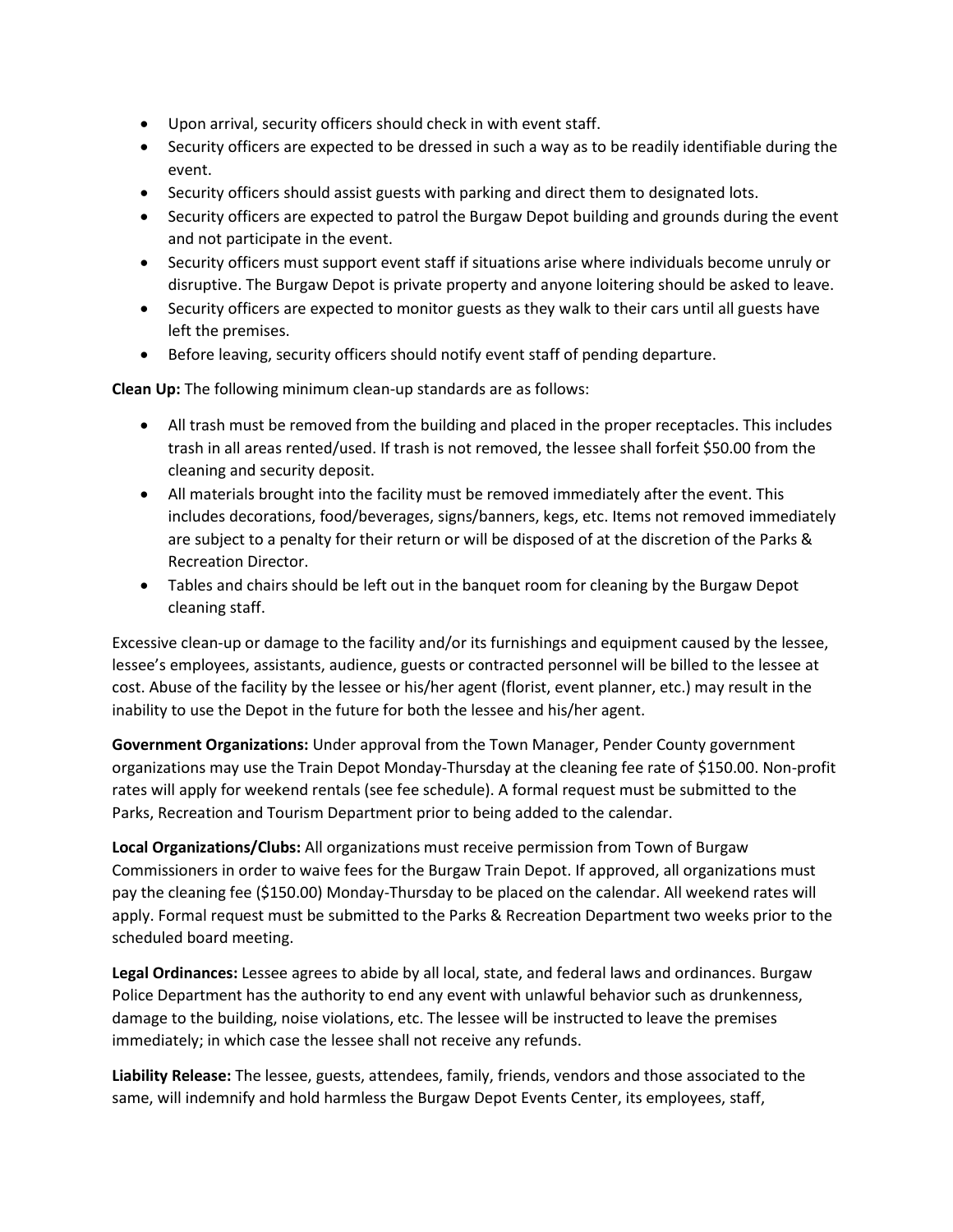- Upon arrival, security officers should check in with event staff.
- Security officers are expected to be dressed in such a way as to be readily identifiable during the event.
- Security officers should assist guests with parking and direct them to designated lots.
- Security officers are expected to patrol the Burgaw Depot building and grounds during the event and not participate in the event.
- Security officers must support event staff if situations arise where individuals become unruly or disruptive. The Burgaw Depot is private property and anyone loitering should be asked to leave.
- Security officers are expected to monitor guests as they walk to their cars until all guests have left the premises.
- Before leaving, security officers should notify event staff of pending departure.

**Clean Up:** The following minimum clean-up standards are as follows:

- All trash must be removed from the building and placed in the proper receptacles. This includes trash in all areas rented/used. If trash is not removed, the lessee shall forfeit $50.00 from the cleaning and security deposit.
- All materials brought into the facility must be removed immediately after the event. This includes decorations, food/beverages, signs/banners, kegs, etc. Items not removed immediately are subject to a penalty for their return or will be disposed of at the discretion of the Parks & Recreation Director.
- Tables and chairs should be left out in the banquet room for cleaning by the Burgaw Depot cleaning staff.

Excessive clean-up or damage to the facility and/or its furnishings and equipment caused by the lessee, lessee's employees, assistants, audience, guests or contracted personnel will be billed to the lessee at cost. Abuse of the facility by the lessee or his/her agent (florist, event planner, etc.) may result in the inability to use the Depot in the future for both the lessee and his/her agent.

**Government Organizations:** Under approval from the Town Manager, Pender County government organizations may use the Train Depot Monday-Thursday at the cleaning fee rate of $150.00. Non-profit rates will apply for weekend rentals (see fee schedule). A formal request must be submitted to the Parks, Recreation and Tourism Department prior to being added to the calendar.

**Local Organizations/Clubs:** All organizations must receive permission from Town of Burgaw Commissioners in order to waive fees for the Burgaw Train Depot. If approved, all organizations must pay the cleaning fee ($150.00) Monday-Thursday to be placed on the calendar. All weekend rates will apply. Formal request must be submitted to the Parks & Recreation Department two weeks prior to the scheduled board meeting.

**Legal Ordinances:** Lessee agrees to abide by all local, state, and federal laws and ordinances. Burgaw Police Department has the authority to end any event with unlawful behavior such as drunkenness, damage to the building, noise violations, etc. The lessee will be instructed to leave the premises immediately; in which case the lessee shall not receive any refunds.

**Liability Release:** The lessee, guests, attendees, family, friends, vendors and those associated to the same, will indemnify and hold harmless the Burgaw Depot Events Center, its employees, staff,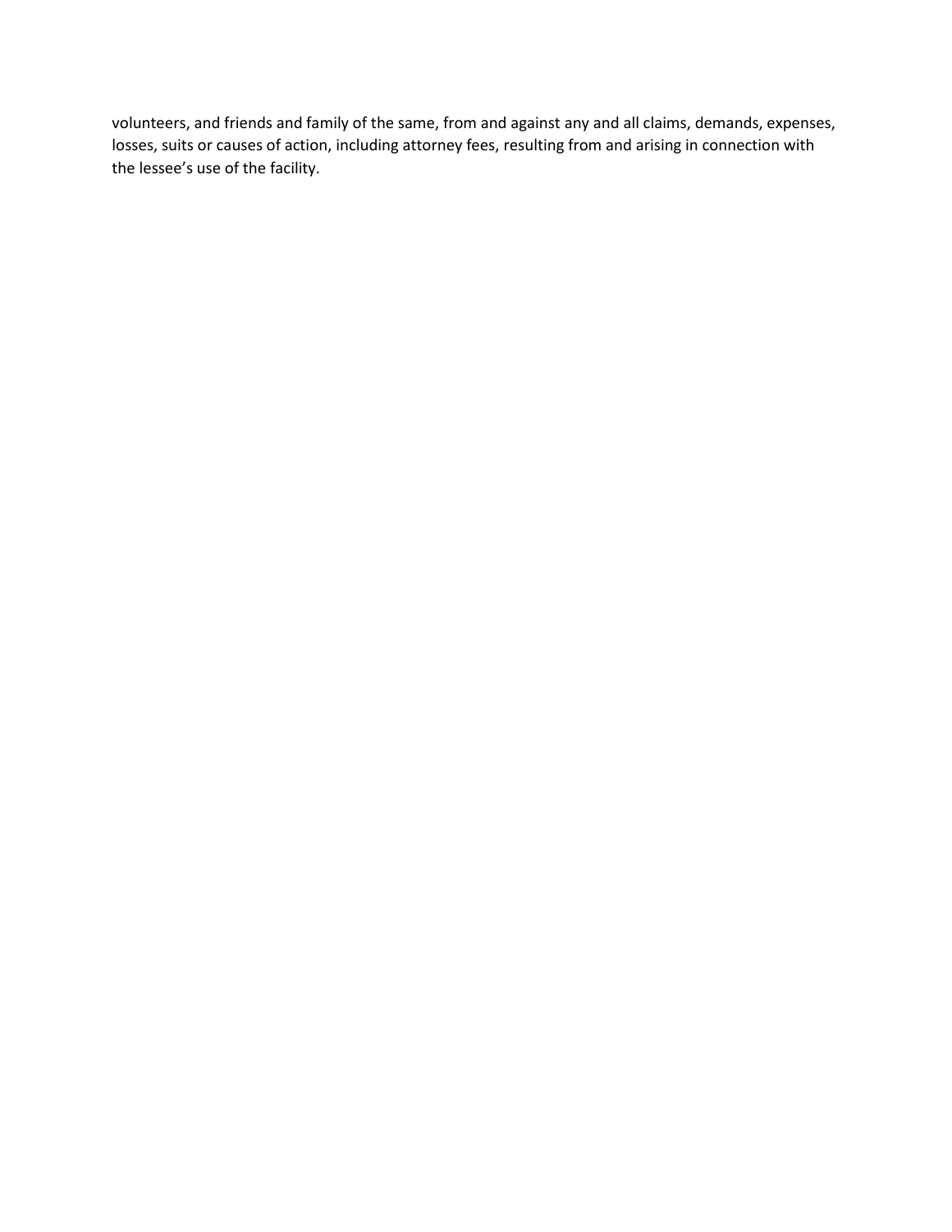volunteers, and friends and family of the same, from and against any and all claims, demands, expenses, losses, suits or causes of action, including attorney fees, resulting from and arising in connection with the lessee's use of the facility.